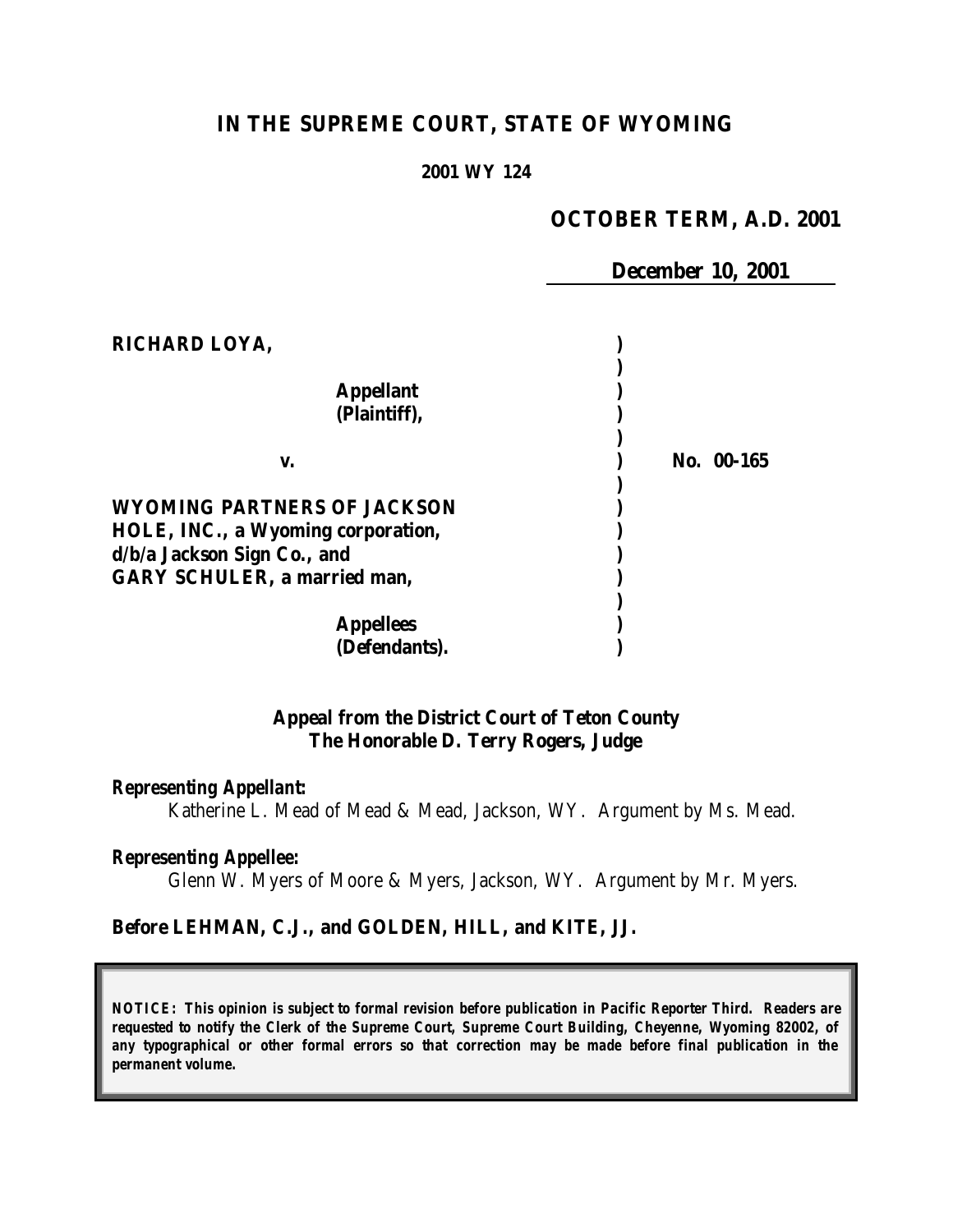# IN THE SUPREME COURT, STATE OF WYOMING

**2001 WY 124**

**OCTOBER TERM, A.D. 2001**

**December 10, 2001**

**RICHARD LOYA,**

**Appellant (Plaintiff),**

**v.**

**WYOMING PARTNERS OF JACKSON HOLE, INC., a Wyoming corporation, d/b/a Jackson Sign Co., and GARY SCHULER, a married man,**

**Appellees (Defendants).**

**No. 00-165**

**Appeal from the District Court of Teton County**
**The Honorable D. Terry Rogers, Judge**

***Representing Appellant:***

Katherine L. Mead of Mead & Mead, Jackson, WY. Argument by Ms. Mead.

***Representing Appellee:***

Glenn W. Myers of Moore & Myers, Jackson, WY. Argument by Mr. Myers.

**Before LEHMAN, C.J., and GOLDEN, HILL, and KITE, JJ.**

***NOTICE: This opinion is subject to formal revision before publication in Pacific Reporter Third. Readers are requested to notify the Clerk of the Supreme Court, Supreme Court Building, Cheyenne, Wyoming 82002, of any typographical or other formal errors so that correction may be made before final publication in the permanent volume.***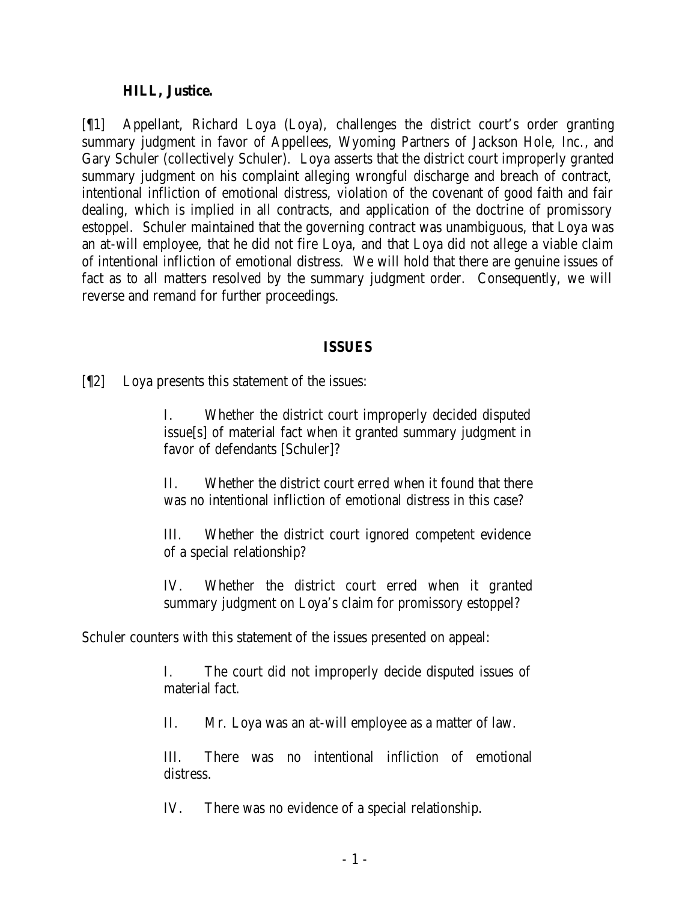**HILL, Justice.**

[¶1] Appellant, Richard Loya (Loya), challenges the district court's order granting summary judgment in favor of Appellees, Wyoming Partners of Jackson Hole, Inc., and Gary Schuler (collectively Schuler). Loya asserts that the district court improperly granted summary judgment on his complaint alleging wrongful discharge and breach of contract, intentional infliction of emotional distress, violation of the covenant of good faith and fair dealing, which is implied in all contracts, and application of the doctrine of promissory estoppel. Schuler maintained that the governing contract was unambiguous, that Loya was an at-will employee, that he did not fire Loya, and that Loya did not allege a viable claim of intentional infliction of emotional distress. We will hold that there are genuine issues of fact as to all matters resolved by the summary judgment order. Consequently, we will reverse and remand for further proceedings.

## ISSUES

[¶2] Loya presents this statement of the issues:

> I. Whether the district court improperly decided disputed issue[s] of material fact when it granted summary judgment in favor of defendants [Schuler]?
>
> II. Whether the district court erred when it found that there was no intentional infliction of emotional distress in this case?
>
> III. Whether the district court ignored competent evidence of a special relationship?
>
> IV. Whether the district court erred when it granted summary judgment on Loya's claim for promissory estoppel?

Schuler counters with this statement of the issues presented on appeal:

> I. The court did not improperly decide disputed issues of material fact.
>
> II. Mr. Loya was an at-will employee as a matter of law.
>
> III. There was no intentional infliction of emotional distress.
>
> IV. There was no evidence of a special relationship.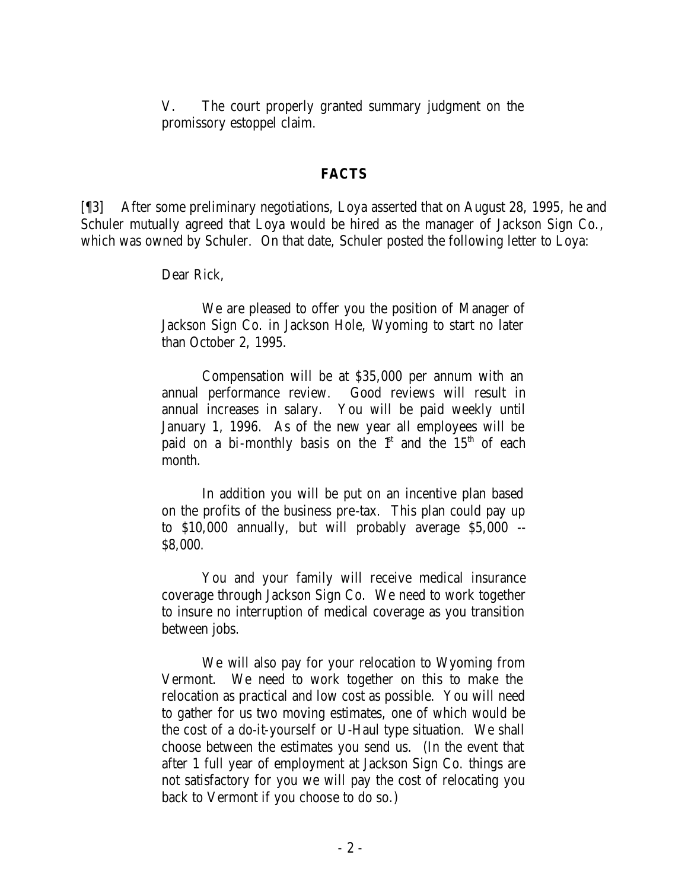V. The court properly granted summary judgment on the promissory estoppel claim.

## FACTS

[¶3] After some preliminary negotiations, Loya asserted that on August 28, 1995, he and Schuler mutually agreed that Loya would be hired as the manager of Jackson Sign Co., which was owned by Schuler. On that date, Schuler posted the following letter to Loya:

> Dear Rick,
>
> We are pleased to offer you the position of Manager of Jackson Sign Co. in Jackson Hole, Wyoming to start no later than October 2, 1995.
>
> Compensation will be at $35,000 per annum with an annual performance review. Good reviews will result in annual increases in salary. You will be paid weekly until January 1, 1996. As of the new year all employees will be paid on a bi-monthly basis on the 1st and the 15th of each month.
>
> In addition you will be put on an incentive plan based on the profits of the business pre-tax. This plan could pay up to $10,000 annually, but will probably average $5,000 -- $8,000.
>
> You and your family will receive medical insurance coverage through Jackson Sign Co. We need to work together to insure no interruption of medical coverage as you transition between jobs.
>
> We will also pay for your relocation to Wyoming from Vermont. We need to work together on this to make the relocation as practical and low cost as possible. You will need to gather for us two moving estimates, one of which would be the cost of a do-it-yourself or U-Haul type situation. We shall choose between the estimates you send us. (In the event that after 1 full year of employment at Jackson Sign Co. things are not satisfactory for you we will pay the cost of relocating you back to Vermont if you choose to do so.)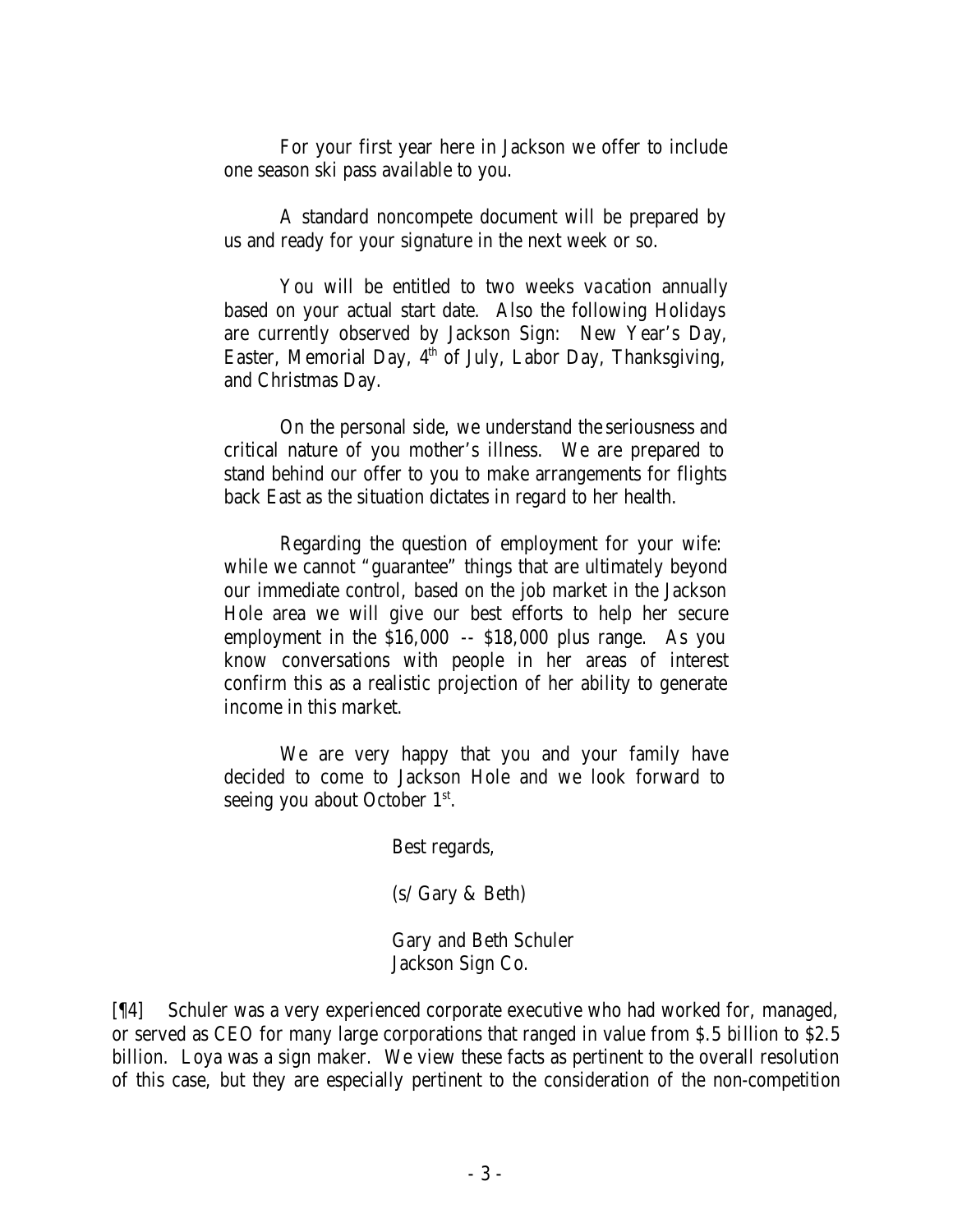For your first year here in Jackson we offer to include one season ski pass available to you.

A standard noncompete document will be prepared by us and ready for your signature in the next week or so.

You will be entitled to two weeks vacation annually based on your actual start date. Also the following Holidays are currently observed by Jackson Sign: New Year's Day, Easter, Memorial Day, 4th of July, Labor Day, Thanksgiving, and Christmas Day.

On the personal side, we understand the seriousness and critical nature of you mother's illness. We are prepared to stand behind our offer to you to make arrangements for flights back East as the situation dictates in regard to her health.

Regarding the question of employment for your wife: while we cannot "guarantee" things that are ultimately beyond our immediate control, based on the job market in the Jackson Hole area we will give our best efforts to help her secure employment in the $16,000 -- $18,000 plus range. As you know conversations with people in her areas of interest confirm this as a realistic projection of her ability to generate income in this market.

We are very happy that you and your family have decided to come to Jackson Hole and we look forward to seeing you about October 1st.

Best regards,

(s/ Gary & Beth)

Gary and Beth Schuler
Jackson Sign Co.

[¶4] Schuler was a very experienced corporate executive who had worked for, managed, or served as CEO for many large corporations that ranged in value from $.5 billion to $2.5 billion. Loya was a sign maker. We view these facts as pertinent to the overall resolution of this case, but they are especially pertinent to the consideration of the non-competition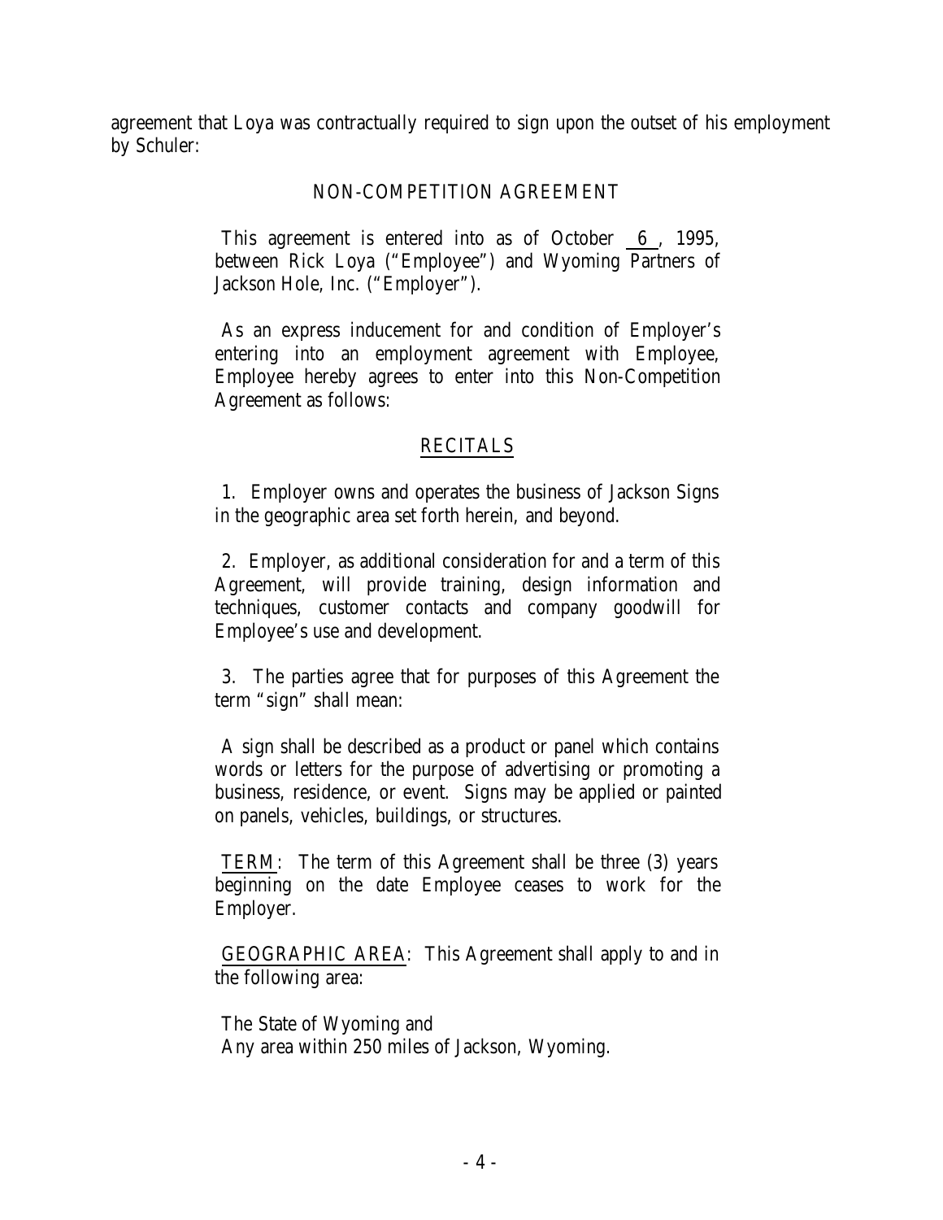agreement that Loya was contractually required to sign upon the outset of his employment by Schuler:

> NON-COMPETITION AGREEMENT
>
> This agreement is entered into as of October 6, 1995, between Rick Loya ("Employee") and Wyoming Partners of Jackson Hole, Inc. ("Employer").
>
> As an express inducement for and condition of Employer's entering into an employment agreement with Employee, Employee hereby agrees to enter into this Non-Competition Agreement as follows:
>
> <u>RECITALS</u>
>
> 1. Employer owns and operates the business of Jackson Signs in the geographic area set forth herein, and beyond.
>
> 2. Employer, as additional consideration for and a term of this Agreement, will provide training, design information and techniques, customer contacts and company goodwill for Employee's use and development.
>
> 3. The parties agree that for purposes of this Agreement the term "sign" shall mean:
>
> A sign shall be described as a product or panel which contains words or letters for the purpose of advertising or promoting a business, residence, or event. Signs may be applied or painted on panels, vehicles, buildings, or structures.
>
> <u>TERM</u>: The term of this Agreement shall be three (3) years beginning on the date Employee ceases to work for the Employer.
>
> <u>GEOGRAPHIC AREA</u>: This Agreement shall apply to and in the following area:
>
> The State of Wyoming and
> Any area within 250 miles of Jackson, Wyoming.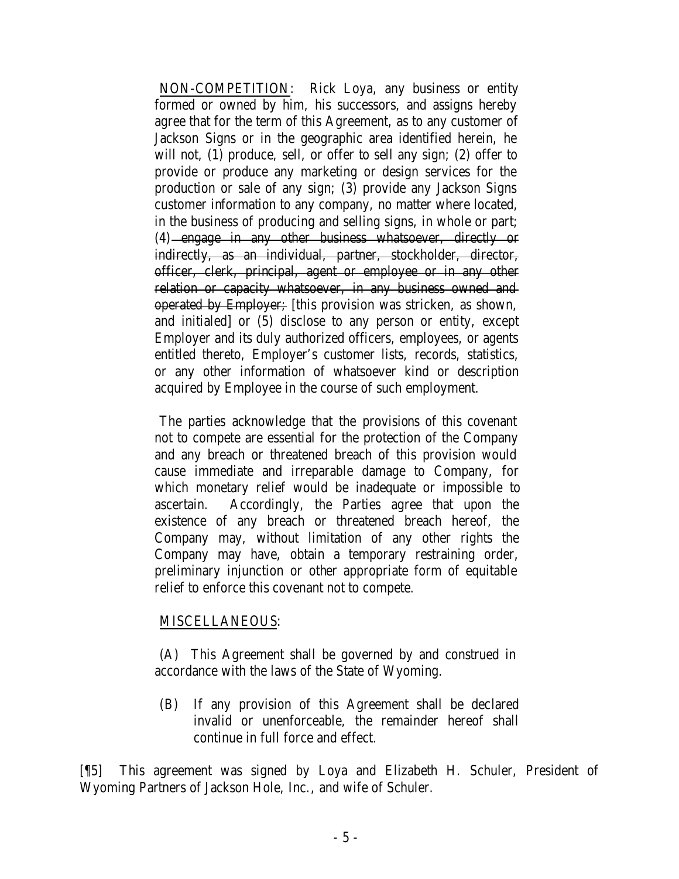NON-COMPETITION: Rick Loya, any business or entity formed or owned by him, his successors, and assigns hereby agree that for the term of this Agreement, as to any customer of Jackson Signs or in the geographic area identified herein, he will not, (1) produce, sell, or offer to sell any sign; (2) offer to provide or produce any marketing or design services for the production or sale of any sign; (3) provide any Jackson Signs customer information to any company, no matter where located, in the business of producing and selling signs, in whole or part; (4) ~~engage in any other business whatsoever, directly or indirectly, as an individual, partner, stockholder, director, officer, clerk, principal, agent or employee or in any other relation or capacity whatsoever, in any business owned and operated by Employer;~~ [this provision was stricken, as shown, and initialed] or (5) disclose to any person or entity, except Employer and its duly authorized officers, employees, or agents entitled thereto, Employer's customer lists, records, statistics, or any other information of whatsoever kind or description acquired by Employee in the course of such employment.

The parties acknowledge that the provisions of this covenant not to compete are essential for the protection of the Company and any breach or threatened breach of this provision would cause immediate and irreparable damage to Company, for which monetary relief would be inadequate or impossible to ascertain. Accordingly, the Parties agree that upon the existence of any breach or threatened breach hereof, the Company may, without limitation of any other rights the Company may have, obtain a temporary restraining order, preliminary injunction or other appropriate form of equitable relief to enforce this covenant not to compete.

MISCELLANEOUS:

(A) This Agreement shall be governed by and construed in accordance with the laws of the State of Wyoming.

(B) If any provision of this Agreement shall be declared invalid or unenforceable, the remainder hereof shall continue in full force and effect.

[¶5] This agreement was signed by Loya and Elizabeth H. Schuler, President of Wyoming Partners of Jackson Hole, Inc., and wife of Schuler.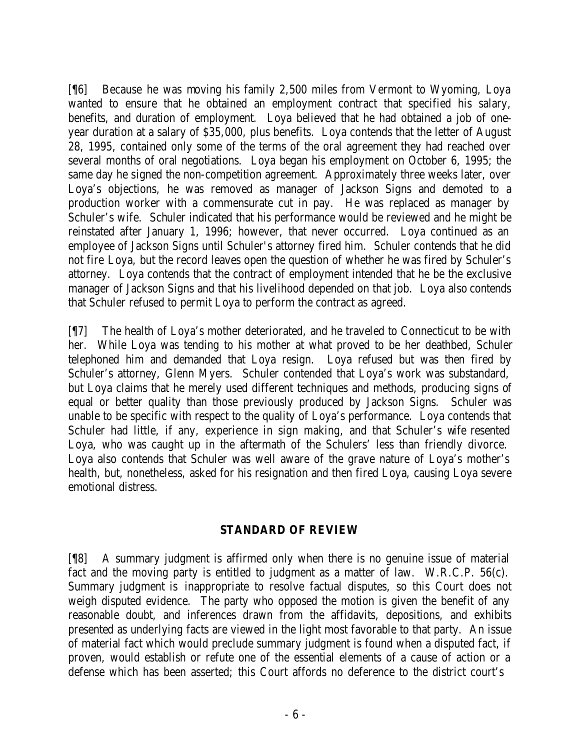[¶6] Because he was moving his family 2,500 miles from Vermont to Wyoming, Loya wanted to ensure that he obtained an employment contract that specified his salary, benefits, and duration of employment. Loya believed that he had obtained a job of one-year duration at a salary of $35,000, plus benefits. Loya contends that the letter of August 28, 1995, contained only some of the terms of the oral agreement they had reached over several months of oral negotiations. Loya began his employment on October 6, 1995; the same day he signed the non-competition agreement. Approximately three weeks later, over Loya's objections, he was removed as manager of Jackson Signs and demoted to a production worker with a commensurate cut in pay. He was replaced as manager by Schuler's wife. Schuler indicated that his performance would be reviewed and he might be reinstated after January 1, 1996; however, that never occurred. Loya continued as an employee of Jackson Signs until Schuler's attorney fired him. Schuler contends that he did not fire Loya, but the record leaves open the question of whether he was fired by Schuler's attorney. Loya contends that the contract of employment intended that he be the exclusive manager of Jackson Signs and that his livelihood depended on that job. Loya also contends that Schuler refused to permit Loya to perform the contract as agreed.

[¶7] The health of Loya's mother deteriorated, and he traveled to Connecticut to be with her. While Loya was tending to his mother at what proved to be her deathbed, Schuler telephoned him and demanded that Loya resign. Loya refused but was then fired by Schuler's attorney, Glenn Myers. Schuler contended that Loya's work was substandard, but Loya claims that he merely used different techniques and methods, producing signs of equal or better quality than those previously produced by Jackson Signs. Schuler was unable to be specific with respect to the quality of Loya's performance. Loya contends that Schuler had little, if any, experience in sign making, and that Schuler's wife resented Loya, who was caught up in the aftermath of the Schulers' less than friendly divorce. Loya also contends that Schuler was well aware of the grave nature of Loya's mother's health, but, nonetheless, asked for his resignation and then fired Loya, causing Loya severe emotional distress.

## STANDARD OF REVIEW

[¶8] A summary judgment is affirmed only when there is no genuine issue of material fact and the moving party is entitled to judgment as a matter of law. W.R.C.P. 56(c). Summary judgment is inappropriate to resolve factual disputes, so this Court does not weigh disputed evidence. The party who opposed the motion is given the benefit of any reasonable doubt, and inferences drawn from the affidavits, depositions, and exhibits presented as underlying facts are viewed in the light most favorable to that party. An issue of material fact which would preclude summary judgment is found when a disputed fact, if proven, would establish or refute one of the essential elements of a cause of action or a defense which has been asserted; this Court affords no deference to the district court's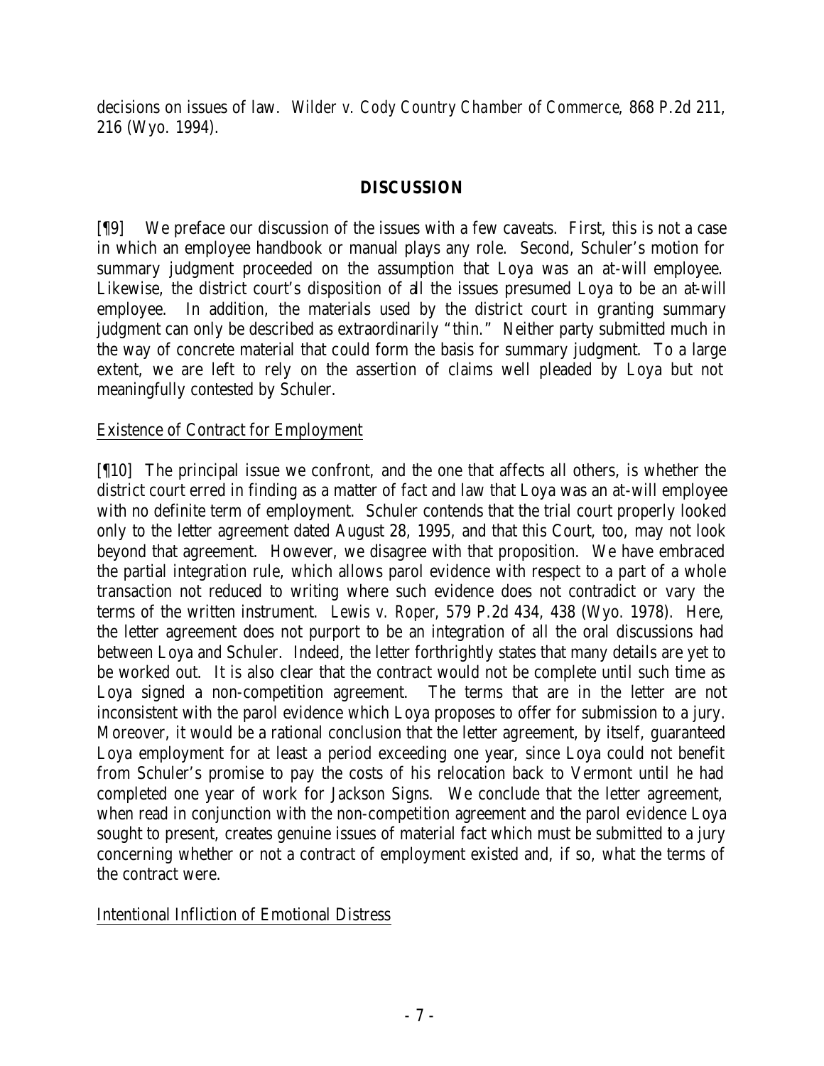decisions on issues of law. *Wilder v. Cody Country Chamber of Commerce*, 868 P.2d 211, 216 (Wyo. 1994).

## DISCUSSION

[¶9] We preface our discussion of the issues with a few caveats. First, this is not a case in which an employee handbook or manual plays any role. Second, Schuler's motion for summary judgment proceeded on the assumption that Loya was an at-will employee. Likewise, the district court's disposition of all the issues presumed Loya to be an at-will employee. In addition, the materials used by the district court in granting summary judgment can only be described as extraordinarily "thin." Neither party submitted much in the way of concrete material that could form the basis for summary judgment. To a large extent, we are left to rely on the assertion of claims well pleaded by Loya but not meaningfully contested by Schuler.

Existence of Contract for Employment

[¶10] The principal issue we confront, and the one that affects all others, is whether the district court erred in finding as a matter of fact and law that Loya was an at-will employee with no definite term of employment. Schuler contends that the trial court properly looked only to the letter agreement dated August 28, 1995, and that this Court, too, may not look beyond that agreement. However, we disagree with that proposition. We have embraced the partial integration rule, which allows parol evidence with respect to a part of a whole transaction not reduced to writing where such evidence does not contradict or vary the terms of the written instrument. *Lewis v. Roper*, 579 P.2d 434, 438 (Wyo. 1978). Here, the letter agreement does not purport to be an integration of all the oral discussions had between Loya and Schuler. Indeed, the letter forthrightly states that many details are yet to be worked out. It is also clear that the contract would not be complete until such time as Loya signed a non-competition agreement. The terms that are in the letter are not inconsistent with the parol evidence which Loya proposes to offer for submission to a jury. Moreover, it would be a rational conclusion that the letter agreement, by itself, guaranteed Loya employment for at least a period exceeding one year, since Loya could not benefit from Schuler's promise to pay the costs of his relocation back to Vermont until he had completed one year of work for Jackson Signs. We conclude that the letter agreement, when read in conjunction with the non-competition agreement and the parol evidence Loya sought to present, creates genuine issues of material fact which must be submitted to a jury concerning whether or not a contract of employment existed and, if so, what the terms of the contract were.

Intentional Infliction of Emotional Distress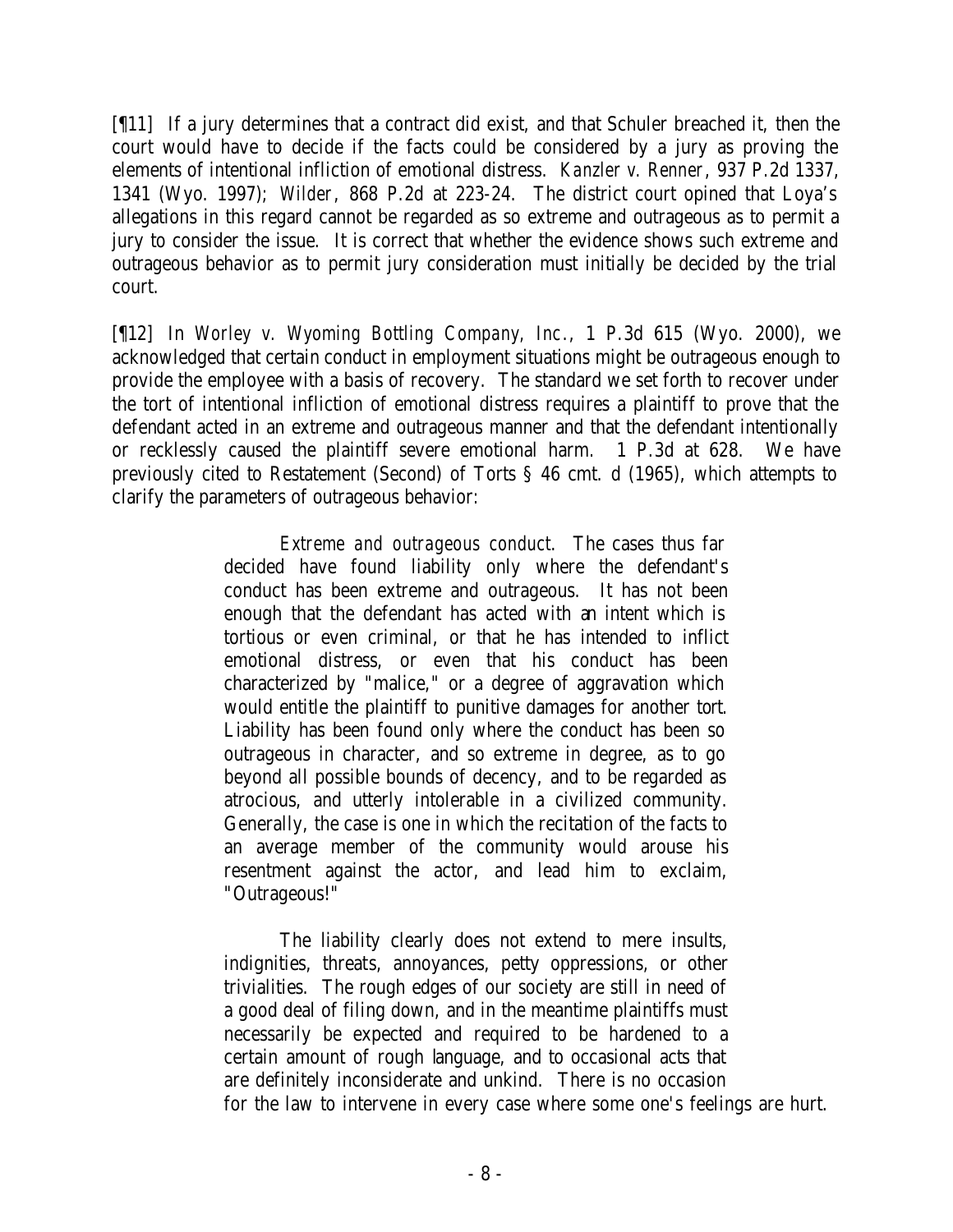[¶11] If a jury determines that a contract did exist, and that Schuler breached it, then the court would have to decide if the facts could be considered by a jury as proving the elements of intentional infliction of emotional distress. *Kanzler v. Renner*, 937 P.2d 1337, 1341 (Wyo. 1997); *Wilder*, 868 P.2d at 223-24. The district court opined that Loya's allegations in this regard cannot be regarded as so extreme and outrageous as to permit a jury to consider the issue. It is correct that whether the evidence shows such extreme and outrageous behavior as to permit jury consideration must initially be decided by the trial court.

[¶12] In *Worley v. Wyoming Bottling Company, Inc.*, 1 P.3d 615 (Wyo. 2000), we acknowledged that certain conduct in employment situations might be outrageous enough to provide the employee with a basis of recovery. The standard we set forth to recover under the tort of intentional infliction of emotional distress requires a plaintiff to prove that the defendant acted in an extreme and outrageous manner and that the defendant intentionally or recklessly caused the plaintiff severe emotional harm. 1 P.3d at 628. We have previously cited to Restatement (Second) of Torts § 46 cmt. d (1965), which attempts to clarify the parameters of outrageous behavior:

> *Extreme and outrageous conduct*. The cases thus far decided have found liability only where the defendant's conduct has been extreme and outrageous. It has not been enough that the defendant has acted with an intent which is tortious or even criminal, or that he has intended to inflict emotional distress, or even that his conduct has been characterized by "malice," or a degree of aggravation which would entitle the plaintiff to punitive damages for another tort. Liability has been found only where the conduct has been so outrageous in character, and so extreme in degree, as to go beyond all possible bounds of decency, and to be regarded as atrocious, and utterly intolerable in a civilized community. Generally, the case is one in which the recitation of the facts to an average member of the community would arouse his resentment against the actor, and lead him to exclaim, "Outrageous!"
>
> The liability clearly does not extend to mere insults, indignities, threats, annoyances, petty oppressions, or other trivialities. The rough edges of our society are still in need of a good deal of filing down, and in the meantime plaintiffs must necessarily be expected and required to be hardened to a certain amount of rough language, and to occasional acts that are definitely inconsiderate and unkind. There is no occasion for the law to intervene in every case where some one's feelings are hurt.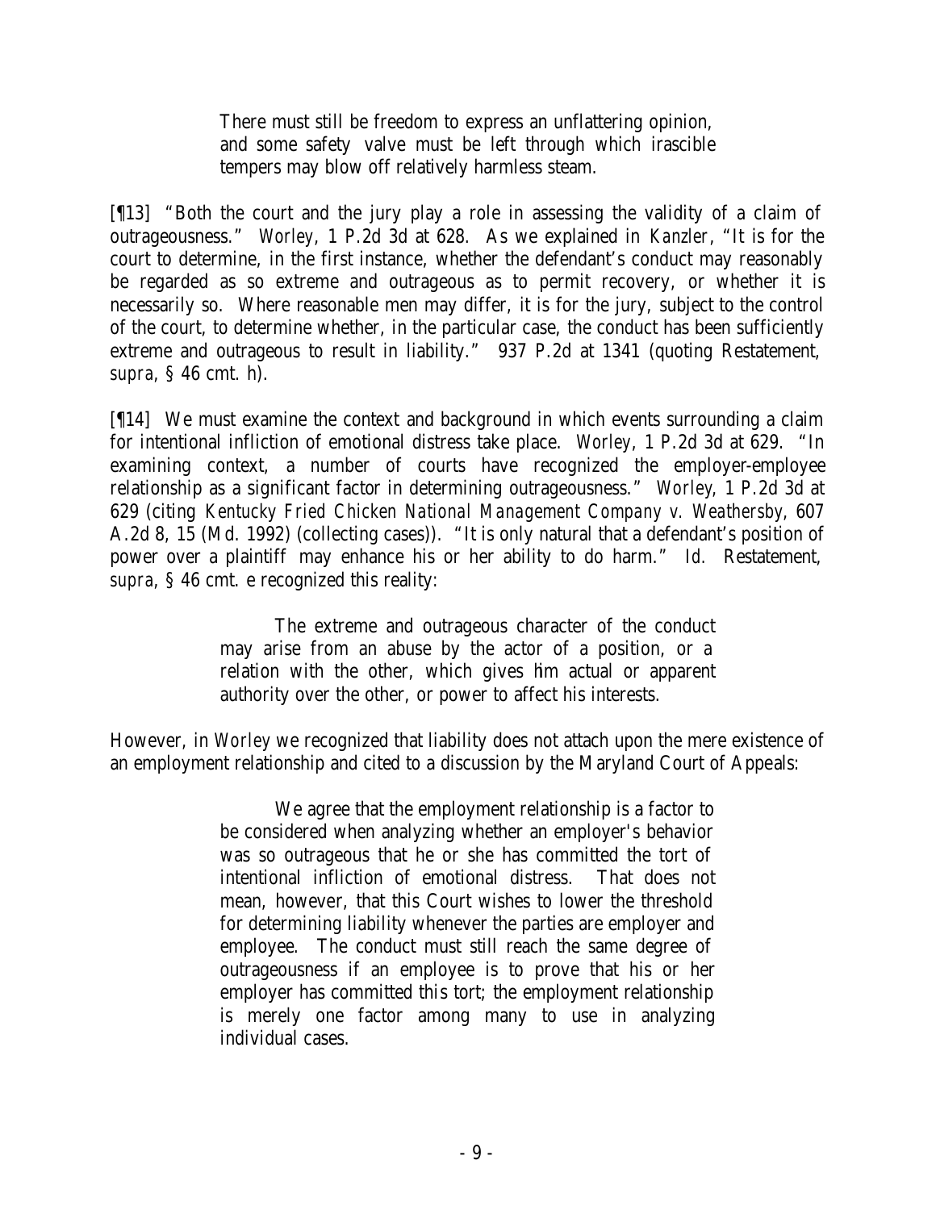> There must still be freedom to express an unflattering opinion, and some safety valve must be left through which irascible tempers may blow off relatively harmless steam.

[¶13] "Both the court and the jury play a role in assessing the validity of a claim of outrageousness." *Worley*, 1 P.2d 3d at 628. As we explained in *Kanzler*, "It is for the court to determine, in the first instance, whether the defendant's conduct may reasonably be regarded as so extreme and outrageous as to permit recovery, or whether it is necessarily so. Where reasonable men may differ, it is for the jury, subject to the control of the court, to determine whether, in the particular case, the conduct has been sufficiently extreme and outrageous to result in liability." 937 P.2d at 1341 (quoting Restatement, *supra*, § 46 cmt. h).

[¶14] We must examine the context and background in which events surrounding a claim for intentional infliction of emotional distress take place. *Worley*, 1 P.2d 3d at 629. "In examining context, a number of courts have recognized the employer-employee relationship as a significant factor in determining outrageousness." *Worley*, 1 P.2d 3d at 629 (citing *Kentucky Fried Chicken National Management Company v. Weathersby*, 607 A.2d 8, 15 (Md. 1992) (collecting cases)). "It is only natural that a defendant's position of power over a plaintiff may enhance his or her ability to do harm." *Id.* Restatement, *supra*, § 46 cmt. e recognized this reality:

> The extreme and outrageous character of the conduct may arise from an abuse by the actor of a position, or a relation with the other, which gives him actual or apparent authority over the other, or power to affect his interests.

However, in *Worley* we recognized that liability does not attach upon the mere existence of an employment relationship and cited to a discussion by the Maryland Court of Appeals:

> We agree that the employment relationship is a factor to be considered when analyzing whether an employer's behavior was so outrageous that he or she has committed the tort of intentional infliction of emotional distress. That does not mean, however, that this Court wishes to lower the threshold for determining liability whenever the parties are employer and employee. The conduct must still reach the same degree of outrageousness if an employee is to prove that his or her employer has committed this tort; the employment relationship is merely one factor among many to use in analyzing individual cases.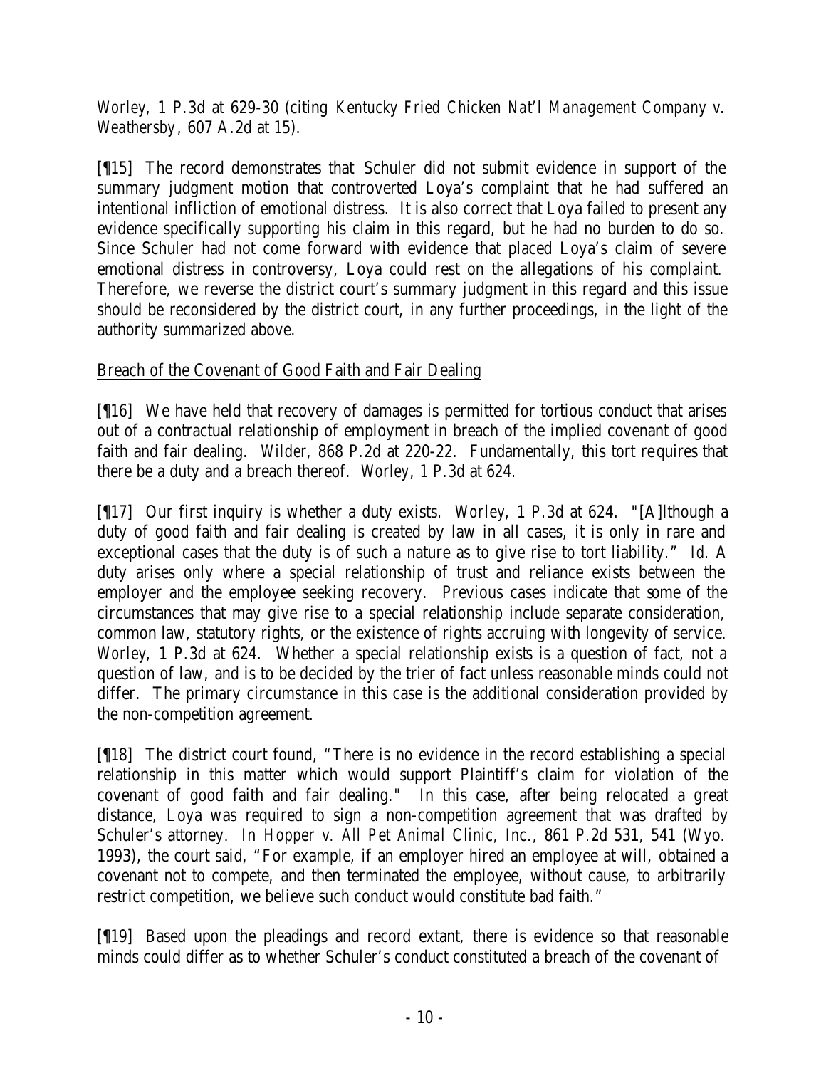*Worley*, 1 P.3d at 629-30 (citing *Kentucky Fried Chicken Nat'l Management Company v. Weathersby*, 607 A.2d at 15).

[¶15] The record demonstrates that Schuler did not submit evidence in support of the summary judgment motion that controverted Loya's complaint that he had suffered an intentional infliction of emotional distress. It is also correct that Loya failed to present any evidence specifically supporting his claim in this regard, but he had no burden to do so. Since Schuler had not come forward with evidence that placed Loya's claim of severe emotional distress in controversy, Loya could rest on the allegations of his complaint. Therefore, we reverse the district court's summary judgment in this regard and this issue should be reconsidered by the district court, in any further proceedings, in the light of the authority summarized above.

Breach of the Covenant of Good Faith and Fair Dealing

[¶16] We have held that recovery of damages is permitted for tortious conduct that arises out of a contractual relationship of employment in breach of the implied covenant of good faith and fair dealing. *Wilder*, 868 P.2d at 220-22. Fundamentally, this tort requires that there be a duty and a breach thereof. *Worley*, 1 P.3d at 624.

[¶17] Our first inquiry is whether a duty exists. *Worley*, 1 P.3d at 624. "[A]lthough a duty of good faith and fair dealing is created by law in all cases, it is only in rare and exceptional cases that the duty is of such a nature as to give rise to tort liability." *Id.* A duty arises only where a special relationship of trust and reliance exists between the employer and the employee seeking recovery. Previous cases indicate that some of the circumstances that may give rise to a special relationship include separate consideration, common law, statutory rights, or the existence of rights accruing with longevity of service. *Worley*, 1 P.3d at 624. Whether a special relationship exists is a question of fact, not a question of law, and is to be decided by the trier of fact unless reasonable minds could not differ. The primary circumstance in this case is the additional consideration provided by the non-competition agreement.

[¶18] The district court found, "There is no evidence in the record establishing a special relationship in this matter which would support Plaintiff's claim for violation of the covenant of good faith and fair dealing." In this case, after being relocated a great distance, Loya was required to sign a non-competition agreement that was drafted by Schuler's attorney. In *Hopper v. All Pet Animal Clinic, Inc.*, 861 P.2d 531, 541 (Wyo. 1993), the court said, "For example, if an employer hired an employee at will, obtained a covenant not to compete, and then terminated the employee, without cause, to arbitrarily restrict competition, we believe such conduct would constitute bad faith."

[¶19] Based upon the pleadings and record extant, there is evidence so that reasonable minds could differ as to whether Schuler's conduct constituted a breach of the covenant of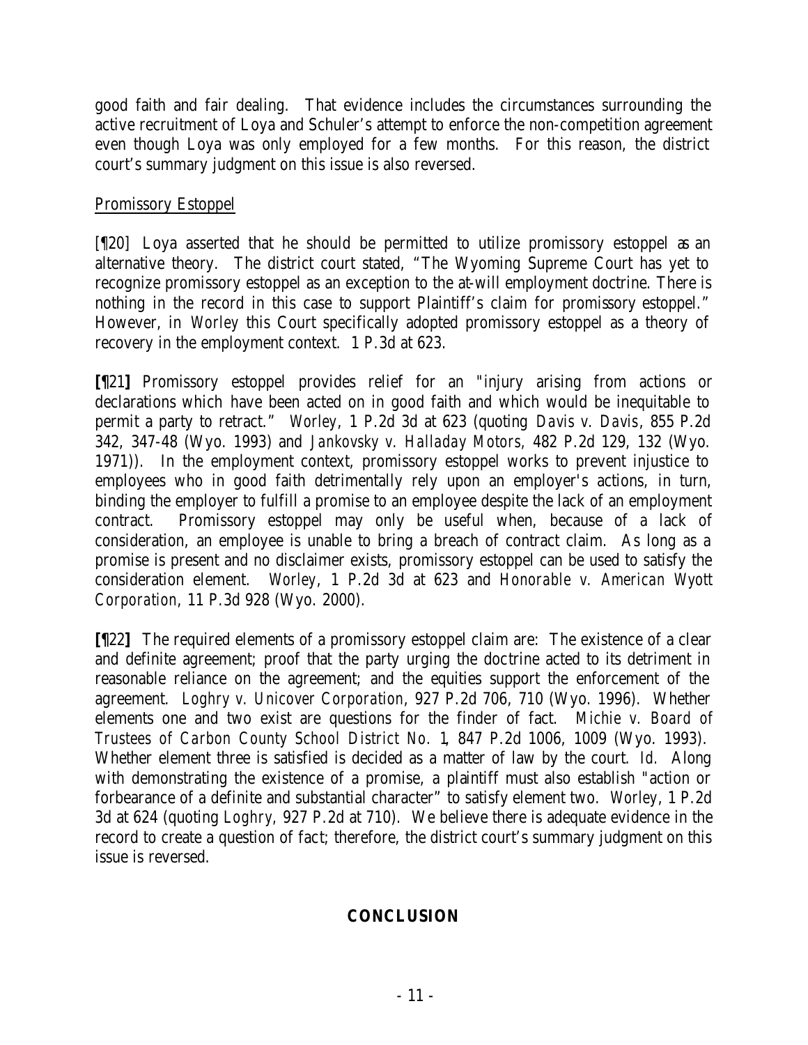good faith and fair dealing. That evidence includes the circumstances surrounding the active recruitment of Loya and Schuler's attempt to enforce the non-competition agreement even though Loya was only employed for a few months. For this reason, the district court's summary judgment on this issue is also reversed.

<u>Promissory Estoppel</u>

[¶20] Loya asserted that he should be permitted to utilize promissory estoppel as an alternative theory. The district court stated, "The Wyoming Supreme Court has yet to recognize promissory estoppel as an exception to the at-will employment doctrine. There is nothing in the record in this case to support Plaintiff's claim for promissory estoppel." However, in *Worley* this Court specifically adopted promissory estoppel as a theory of recovery in the employment context. 1 P.3d at 623.

**[**¶21**]** Promissory estoppel provides relief for an "injury arising from actions or declarations which have been acted on in good faith and which would be inequitable to permit a party to retract." *Worley*, 1 P.2d 3d at 623 (quoting *Davis v. Davis*, 855 P.2d 342, 347-48 (Wyo. 1993) and *Jankovsky v. Halladay Motors*, 482 P.2d 129, 132 (Wyo. 1971)). In the employment context, promissory estoppel works to prevent injustice to employees who in good faith detrimentally rely upon an employer's actions, in turn, binding the employer to fulfill a promise to an employee despite the lack of an employment contract. Promissory estoppel may only be useful when, because of a lack of consideration, an employee is unable to bring a breach of contract claim. As long as a promise is present and no disclaimer exists, promissory estoppel can be used to satisfy the consideration element. *Worley*, 1 P.2d 3d at 623 and *Honorable v. American Wyott Corporation*, 11 P.3d 928 (Wyo. 2000).

**[**¶22**]** The required elements of a promissory estoppel claim are: The existence of a clear and definite agreement; proof that the party urging the doctrine acted to its detriment in reasonable reliance on the agreement; and the equities support the enforcement of the agreement. *Loghry v. Unicover Corporation*, 927 P.2d 706, 710 (Wyo. 1996). Whether elements one and two exist are questions for the finder of fact. *Michie v. Board of Trustees of Carbon County School District No. 1*, 847 P.2d 1006, 1009 (Wyo. 1993). Whether element three is satisfied is decided as a matter of law by the court. *Id.* Along with demonstrating the existence of a promise, a plaintiff must also establish "action or forbearance of a definite and substantial character" to satisfy element two. *Worley*, 1 P.2d 3d at 624 (quoting *Loghry*, 927 P.2d at 710). We believe there is adequate evidence in the record to create a question of fact; therefore, the district court's summary judgment on this issue is reversed.

## CONCLUSION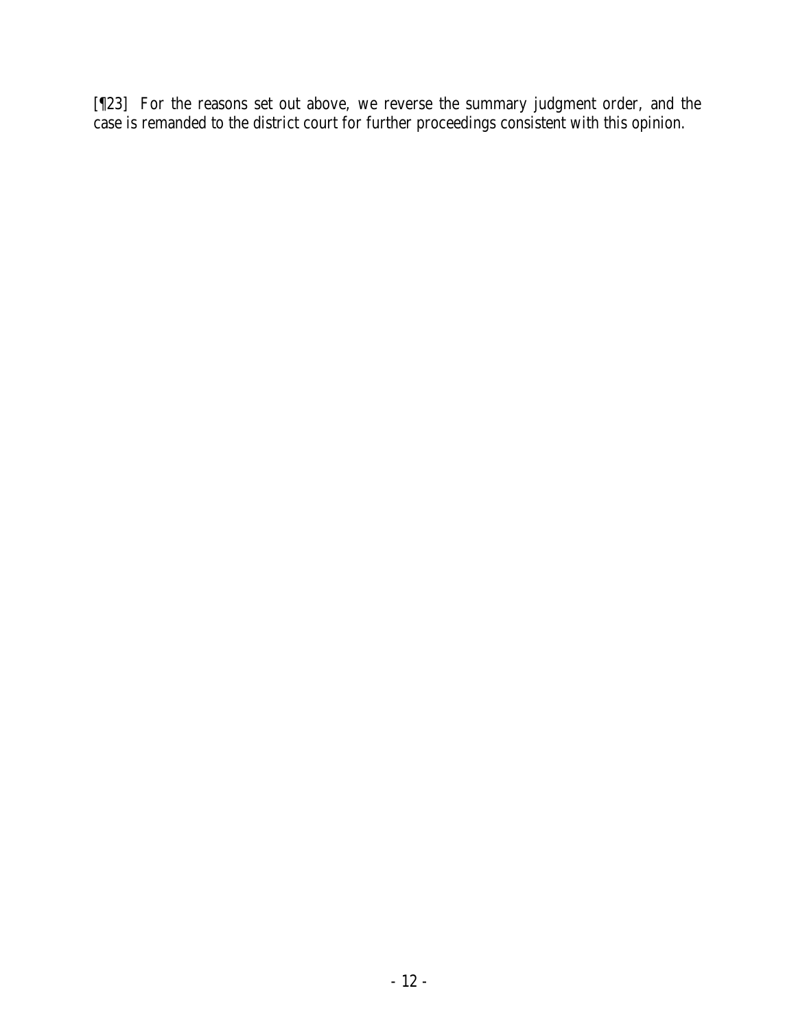[¶23] For the reasons set out above, we reverse the summary judgment order, and the case is remanded to the district court for further proceedings consistent with this opinion.